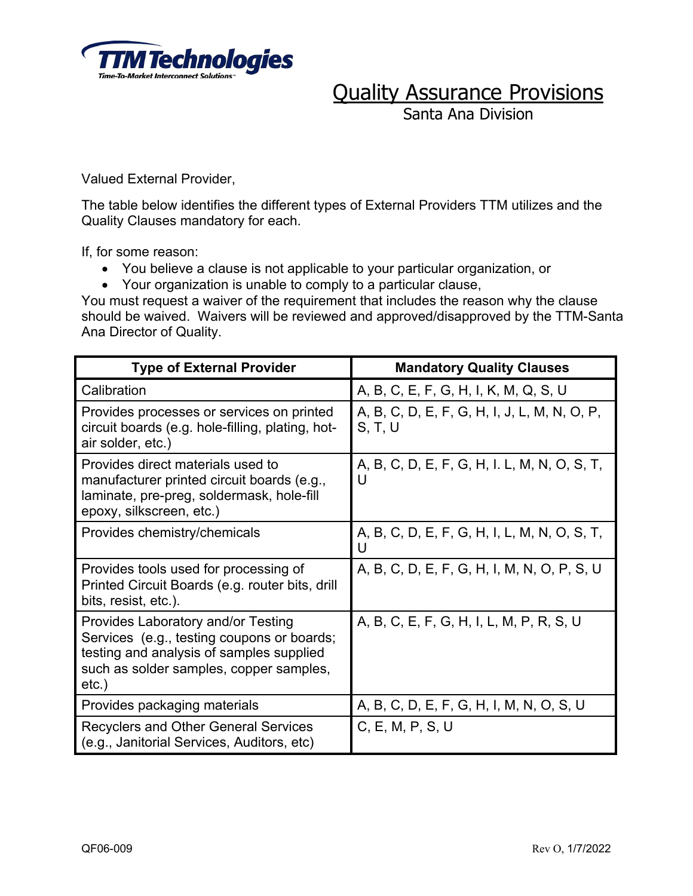TTM Technologies

Time-To-Market Interconnect Solutions

# Quality Assurance Provisions

Santa Ana Division

Valued External Provider,

The table below identifies the different types of External Providers TTM utilizes and the Quality Clauses mandatory for each.

If, for some reason:

- You believe a clause is not applicable to your particular organization, or
- Your organization is unable to comply to a particular clause,

You must request a waiver of the requirement that includes the reason why the clause should be waived. Waivers will be reviewed and approved/disapproved by the TTM-Santa Ana Director of Quality.

| Type of External Provider | Mandatory Quality Clauses |
|---|---|
| Calibration | A, B, C, E, F, G, H, I, K, M, Q, S, U |
| Provides processes or services on printed circuit boards (e.g. hole-filling, plating, hot-air solder, etc.) | A, B, C, D, E, F, G, H, I, J, L, M, N, O, P, S, T, U |
| Provides direct materials used to manufacturer printed circuit boards (e.g., laminate, pre-preg, soldermask, hole-fill epoxy, silkscreen, etc.) | A, B, C, D, E, F, G, H, I. L, M, N, O, S, T, U |
| Provides chemistry/chemicals | A, B, C, D, E, F, G, H, I, L, M, N, O, S, T, U |
| Provides tools used for processing of Printed Circuit Boards (e.g. router bits, drill bits, resist, etc.). | A, B, C, D, E, F, G, H, I, M, N, O, P, S, U |
| Provides Laboratory and/or Testing Services (e.g., testing coupons or boards; testing and analysis of samples supplied such as solder samples, copper samples, etc.) | A, B, C, E, F, G, H, I, L, M, P, R, S, U |
| Provides packaging materials | A, B, C, D, E, F, G, H, I, M, N, O, S, U |
| Recyclers and Other General Services (e.g., Janitorial Services, Auditors, etc) | C, E, M, P, S, U |

QF06-009 Rev O, 1/7/2022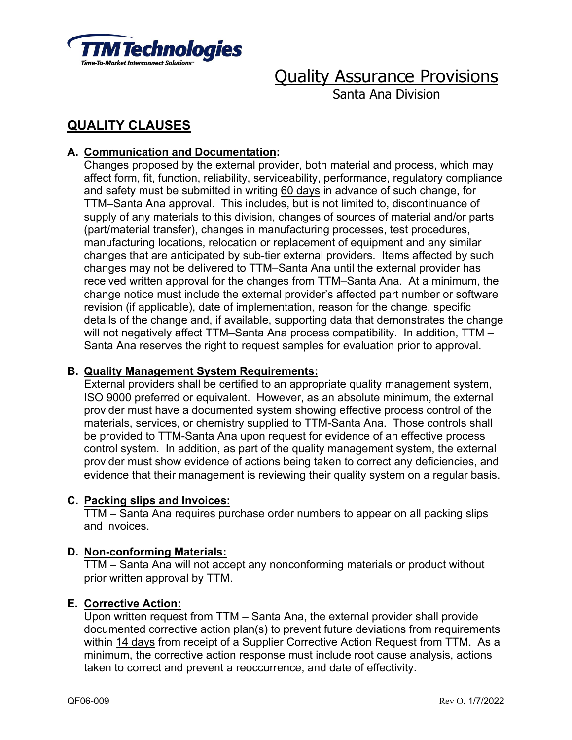# Quality Assurance Provisions

Santa Ana Division

## QUALITY CLAUSES

**A. Communication and Documentation:**

Changes proposed by the external provider, both material and process, which may affect form, fit, function, reliability, serviceability, performance, regulatory compliance and safety must be submitted in writing 60 days in advance of such change, for TTM–Santa Ana approval. This includes, but is not limited to, discontinuance of supply of any materials to this division, changes of sources of material and/or parts (part/material transfer), changes in manufacturing processes, test procedures, manufacturing locations, relocation or replacement of equipment and any similar changes that are anticipated by sub-tier external providers. Items affected by such changes may not be delivered to TTM–Santa Ana until the external provider has received written approval for the changes from TTM–Santa Ana. At a minimum, the change notice must include the external provider's affected part number or software revision (if applicable), date of implementation, reason for the change, specific details of the change and, if available, supporting data that demonstrates the change will not negatively affect TTM–Santa Ana process compatibility. In addition, TTM – Santa Ana reserves the right to request samples for evaluation prior to approval.

**B. Quality Management System Requirements:**

External providers shall be certified to an appropriate quality management system, ISO 9000 preferred or equivalent. However, as an absolute minimum, the external provider must have a documented system showing effective process control of the materials, services, or chemistry supplied to TTM-Santa Ana. Those controls shall be provided to TTM-Santa Ana upon request for evidence of an effective process control system. In addition, as part of the quality management system, the external provider must show evidence of actions being taken to correct any deficiencies, and evidence that their management is reviewing their quality system on a regular basis.

**C. Packing slips and Invoices:**

TTM – Santa Ana requires purchase order numbers to appear on all packing slips and invoices.

**D. Non-conforming Materials:**

TTM – Santa Ana will not accept any nonconforming materials or product without prior written approval by TTM.

**E. Corrective Action:**

Upon written request from TTM – Santa Ana, the external provider shall provide documented corrective action plan(s) to prevent future deviations from requirements within 14 days from receipt of a Supplier Corrective Action Request from TTM. As a minimum, the corrective action response must include root cause analysis, actions taken to correct and prevent a reoccurrence, and date of effectivity.

QF06-009 Rev O, 1/7/2022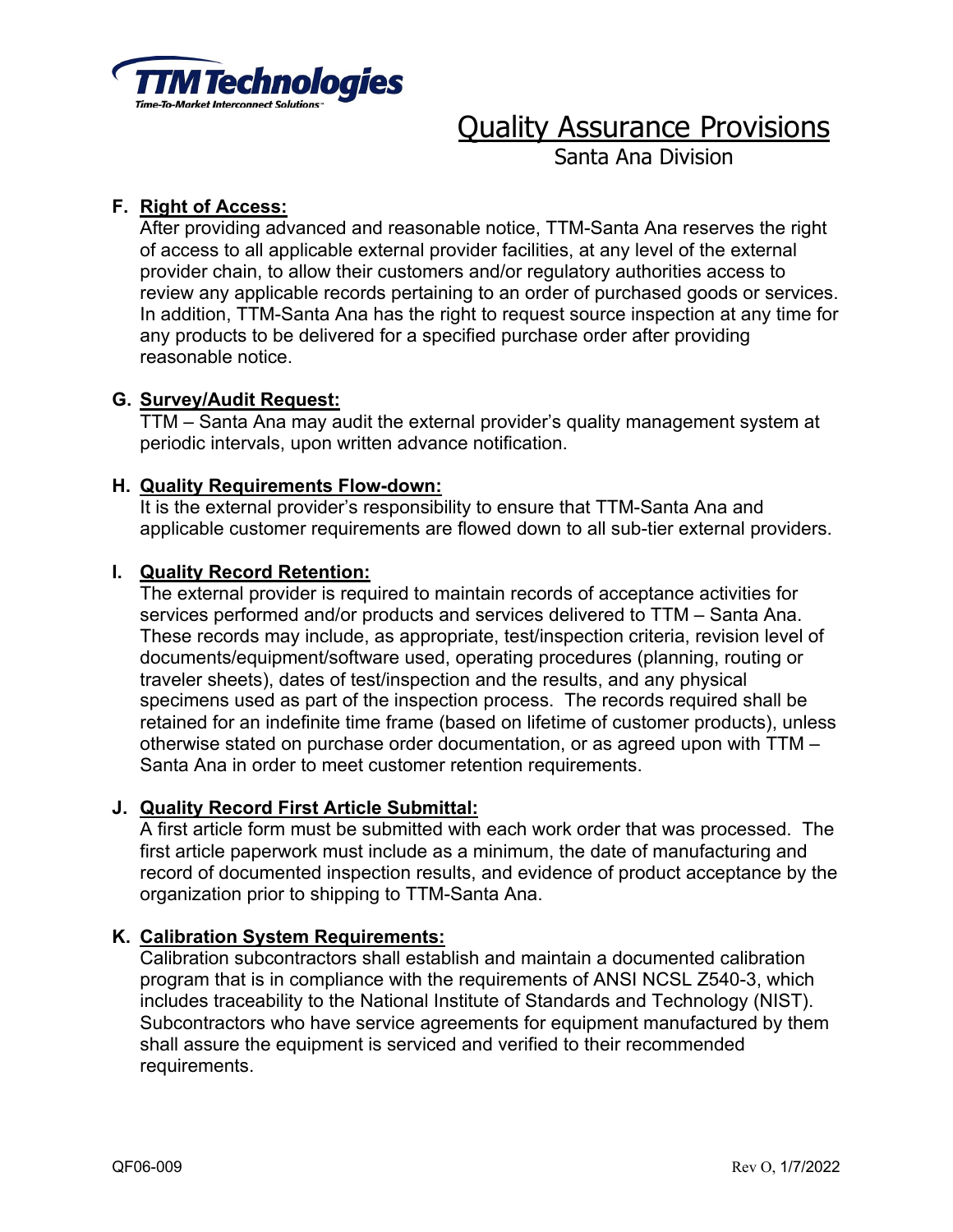# Quality Assurance Provisions

## Santa Ana Division

**F. Right of Access:**

After providing advanced and reasonable notice, TTM-Santa Ana reserves the right of access to all applicable external provider facilities, at any level of the external provider chain, to allow their customers and/or regulatory authorities access to review any applicable records pertaining to an order of purchased goods or services. In addition, TTM-Santa Ana has the right to request source inspection at any time for any products to be delivered for a specified purchase order after providing reasonable notice.

**G. Survey/Audit Request:**

TTM – Santa Ana may audit the external provider's quality management system at periodic intervals, upon written advance notification.

**H. Quality Requirements Flow-down:**

It is the external provider's responsibility to ensure that TTM-Santa Ana and applicable customer requirements are flowed down to all sub-tier external providers.

**I. Quality Record Retention:**

The external provider is required to maintain records of acceptance activities for services performed and/or products and services delivered to TTM – Santa Ana. These records may include, as appropriate, test/inspection criteria, revision level of documents/equipment/software used, operating procedures (planning, routing or traveler sheets), dates of test/inspection and the results, and any physical specimens used as part of the inspection process. The records required shall be retained for an indefinite time frame (based on lifetime of customer products), unless otherwise stated on purchase order documentation, or as agreed upon with TTM – Santa Ana in order to meet customer retention requirements.

**J. Quality Record First Article Submittal:**

A first article form must be submitted with each work order that was processed. The first article paperwork must include as a minimum, the date of manufacturing and record of documented inspection results, and evidence of product acceptance by the organization prior to shipping to TTM-Santa Ana.

**K. Calibration System Requirements:**

Calibration subcontractors shall establish and maintain a documented calibration program that is in compliance with the requirements of ANSI NCSL Z540-3, which includes traceability to the National Institute of Standards and Technology (NIST). Subcontractors who have service agreements for equipment manufactured by them shall assure the equipment is serviced and verified to their recommended requirements.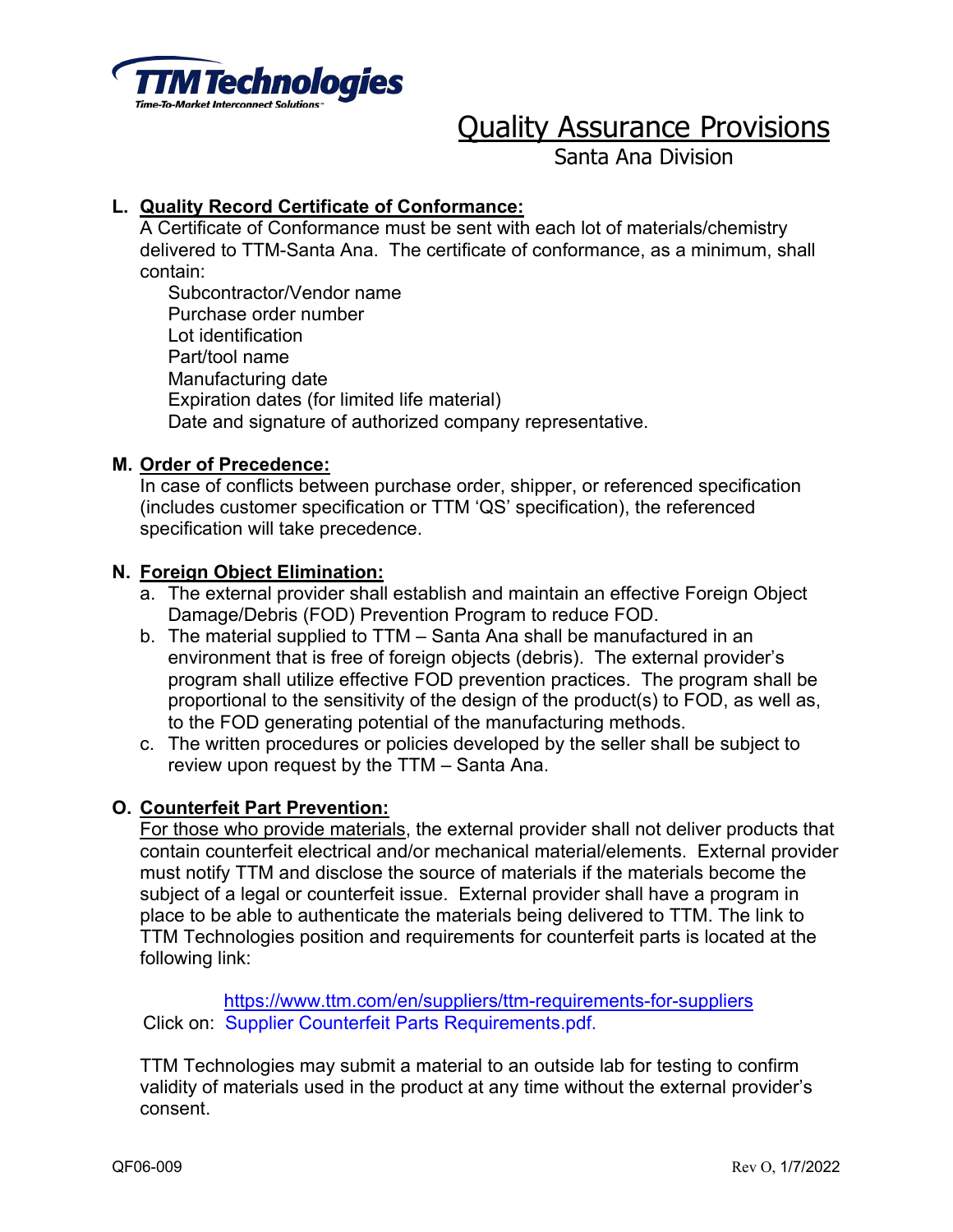# Quality Assurance Provisions

Santa Ana Division

**L. Quality Record Certificate of Conformance:**

A Certificate of Conformance must be sent with each lot of materials/chemistry delivered to TTM-Santa Ana. The certificate of conformance, as a minimum, shall contain:

- Subcontractor/Vendor name
- Purchase order number
- Lot identification
- Part/tool name
- Manufacturing date
- Expiration dates (for limited life material)
- Date and signature of authorized company representative.

**M. Order of Precedence:**

In case of conflicts between purchase order, shipper, or referenced specification (includes customer specification or TTM 'QS' specification), the referenced specification will take precedence.

**N. Foreign Object Elimination:**

a. The external provider shall establish and maintain an effective Foreign Object Damage/Debris (FOD) Prevention Program to reduce FOD.

b. The material supplied to TTM – Santa Ana shall be manufactured in an environment that is free of foreign objects (debris). The external provider's program shall utilize effective FOD prevention practices. The program shall be proportional to the sensitivity of the design of the product(s) to FOD, as well as, to the FOD generating potential of the manufacturing methods.

c. The written procedures or policies developed by the seller shall be subject to review upon request by the TTM – Santa Ana.

**O. Counterfeit Part Prevention:**

For those who provide materials, the external provider shall not deliver products that contain counterfeit electrical and/or mechanical material/elements. External provider must notify TTM and disclose the source of materials if the materials become the subject of a legal or counterfeit issue. External provider shall have a program in place to be able to authenticate the materials being delivered to TTM. The link to TTM Technologies position and requirements for counterfeit parts is located at the following link:

https://www.ttm.com/en/suppliers/ttm-requirements-for-suppliers

Click on: Supplier Counterfeit Parts Requirements.pdf.

TTM Technologies may submit a material to an outside lab for testing to confirm validity of materials used in the product at any time without the external provider's consent.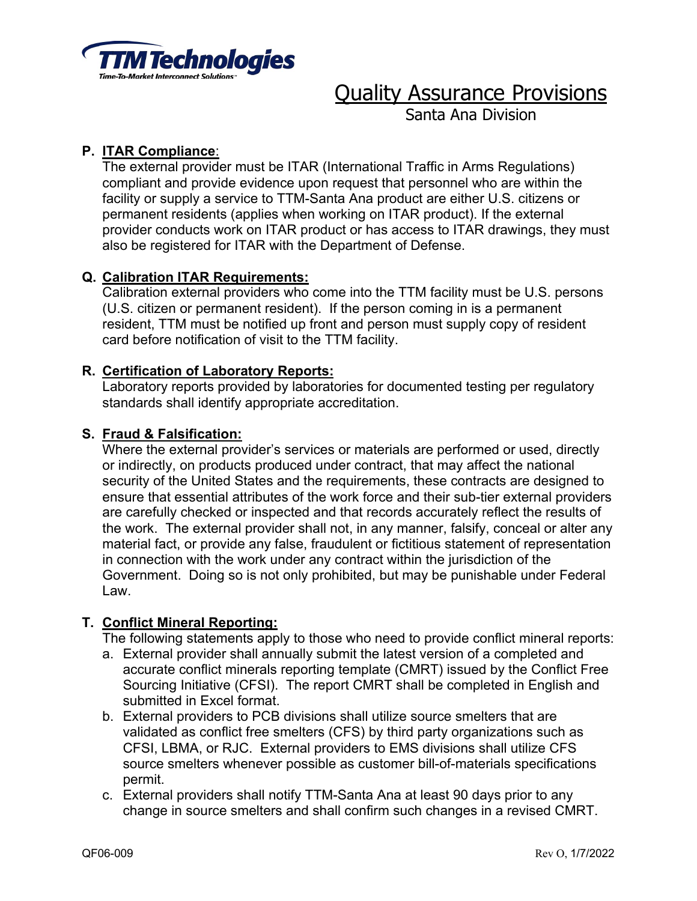**P. <u>ITAR Compliance</u>:**
The external provider must be ITAR (International Traffic in Arms Regulations) compliant and provide evidence upon request that personnel who are within the facility or supply a service to TTM-Santa Ana product are either U.S. citizens or permanent residents (applies when working on ITAR product). If the external provider conducts work on ITAR product or has access to ITAR drawings, they must also be registered for ITAR with the Department of Defense.

**Q. <u>Calibration ITAR Requirements:</u>**
Calibration external providers who come into the TTM facility must be U.S. persons (U.S. citizen or permanent resident). If the person coming in is a permanent resident, TTM must be notified up front and person must supply copy of resident card before notification of visit to the TTM facility.

**R. <u>Certification of Laboratory Reports:</u>**
Laboratory reports provided by laboratories for documented testing per regulatory standards shall identify appropriate accreditation.

**S. <u>Fraud & Falsification:</u>**
Where the external provider's services or materials are performed or used, directly or indirectly, on products produced under contract, that may affect the national security of the United States and the requirements, these contracts are designed to ensure that essential attributes of the work force and their sub-tier external providers are carefully checked or inspected and that records accurately reflect the results of the work. The external provider shall not, in any manner, falsify, conceal or alter any material fact, or provide any false, fraudulent or fictitious statement of representation in connection with the work under any contract within the jurisdiction of the Government. Doing so is not only prohibited, but may be punishable under Federal Law.

**T. <u>Conflict Mineral Reporting:</u>**
The following statements apply to those who need to provide conflict mineral reports:

a. External provider shall annually submit the latest version of a completed and accurate conflict minerals reporting template (CMRT) issued by the Conflict Free Sourcing Initiative (CFSI). The report CMRT shall be completed in English and submitted in Excel format.

b. External providers to PCB divisions shall utilize source smelters that are validated as conflict free smelters (CFS) by third party organizations such as CFSI, LBMA, or RJC. External providers to EMS divisions shall utilize CFS source smelters whenever possible as customer bill-of-materials specifications permit.

c. External providers shall notify TTM-Santa Ana at least 90 days prior to any change in source smelters and shall confirm such changes in a revised CMRT.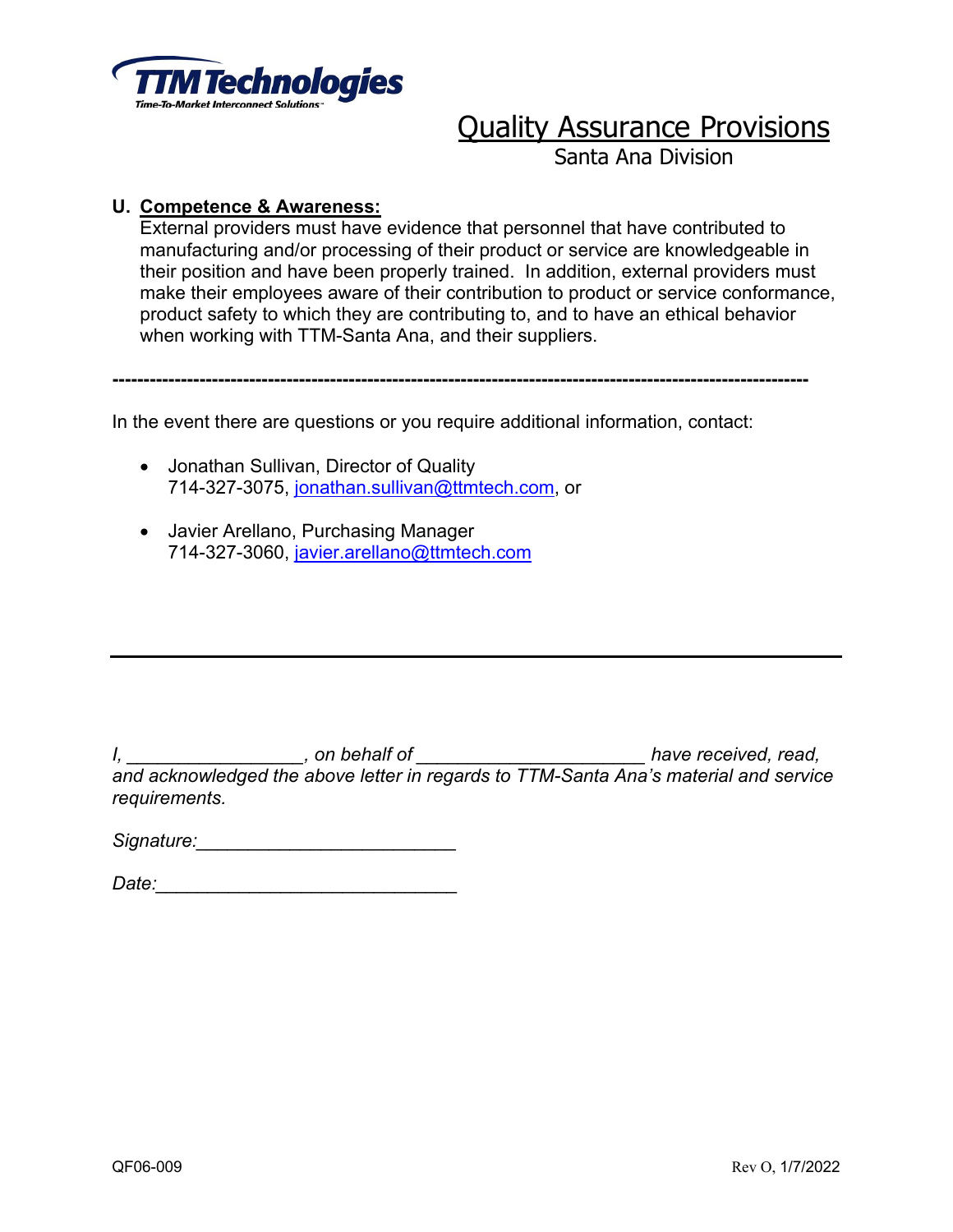## Quality Assurance Provisions

Santa Ana Division

**U. Competence & Awareness:**

External providers must have evidence that personnel that have contributed to manufacturing and/or processing of their product or service are knowledgeable in their position and have been properly trained. In addition, external providers must make their employees aware of their contribution to product or service conformance, product safety to which they are contributing to, and to have an ethical behavior when working with TTM-Santa Ana, and their suppliers.

---

In the event there are questions or you require additional information, contact:

- Jonathan Sullivan, Director of Quality
  714-327-3075, jonathan.sullivan@ttmtech.com, or

- Javier Arellano, Purchasing Manager
  714-327-3060, javier.arellano@ttmtech.com

---

*I, _________________, on behalf of ______________________ have received, read, and acknowledged the above letter in regards to TTM-Santa Ana's material and service requirements.*

*Signature:*_________________________

*Date:*_____________________________

QF06-009 Rev O, 1/7/2022